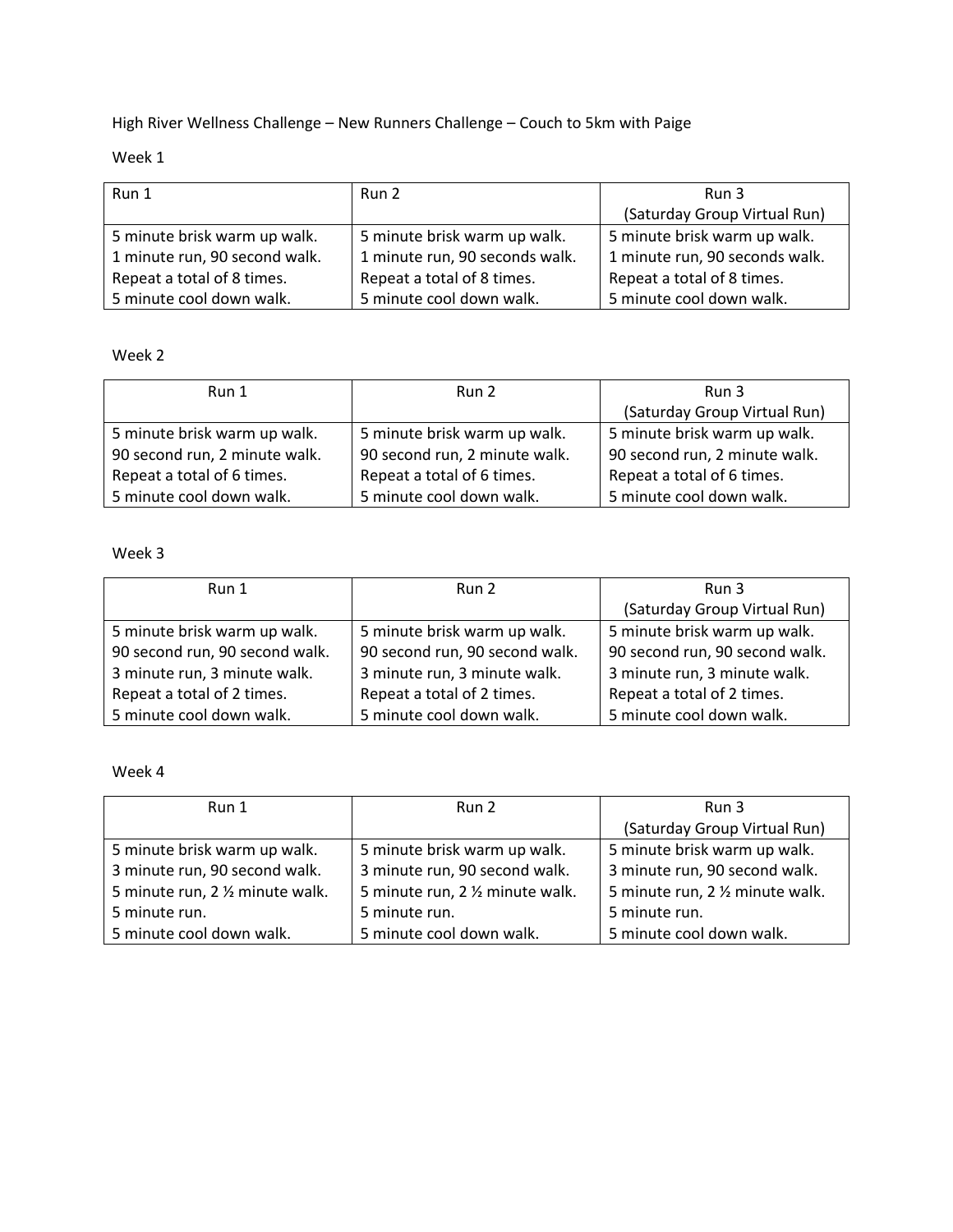High River Wellness Challenge – New Runners Challenge – Couch to 5km with Paige

Week 1

| Run 1 | Run 2 | Run 3<br>(Saturday Group Virtual Run) |
|---|---|---|
| 5 minute brisk warm up walk.<br>1 minute run, 90 second walk.<br>Repeat a total of 8 times.<br>5 minute cool down walk. | 5 minute brisk warm up walk.<br>1 minute run, 90 seconds walk.<br>Repeat a total of 8 times.<br>5 minute cool down walk. | 5 minute brisk warm up walk.<br>1 minute run, 90 seconds walk.<br>Repeat a total of 8 times.<br>5 minute cool down walk. |

Week 2

| Run 1 | Run 2 | Run 3<br>(Saturday Group Virtual Run) |
|---|---|---|
| 5 minute brisk warm up walk.<br>90 second run, 2 minute walk.<br>Repeat a total of 6 times.<br>5 minute cool down walk. | 5 minute brisk warm up walk.<br>90 second run, 2 minute walk.<br>Repeat a total of 6 times.<br>5 minute cool down walk. | 5 minute brisk warm up walk.<br>90 second run, 2 minute walk.<br>Repeat a total of 6 times.<br>5 minute cool down walk. |

Week 3

| Run 1 | Run 2 | Run 3<br>(Saturday Group Virtual Run) |
|---|---|---|
| 5 minute brisk warm up walk.<br>90 second run, 90 second walk.<br>3 minute run, 3 minute walk.<br>Repeat a total of 2 times.<br>5 minute cool down walk. | 5 minute brisk warm up walk.<br>90 second run, 90 second walk.<br>3 minute run, 3 minute walk.<br>Repeat a total of 2 times.<br>5 minute cool down walk. | 5 minute brisk warm up walk.<br>90 second run, 90 second walk.<br>3 minute run, 3 minute walk.<br>Repeat a total of 2 times.<br>5 minute cool down walk. |

Week 4

| Run 1 | Run 2 | Run 3<br>(Saturday Group Virtual Run) |
|---|---|---|
| 5 minute brisk warm up walk.<br>3 minute run, 90 second walk.<br>5 minute run, 2 ½ minute walk.<br>5 minute run.<br>5 minute cool down walk. | 5 minute brisk warm up walk.<br>3 minute run, 90 second walk.<br>5 minute run, 2 ½ minute walk.<br>5 minute run.<br>5 minute cool down walk. | 5 minute brisk warm up walk.<br>3 minute run, 90 second walk.<br>5 minute run, 2 ½ minute walk.<br>5 minute run.<br>5 minute cool down walk. |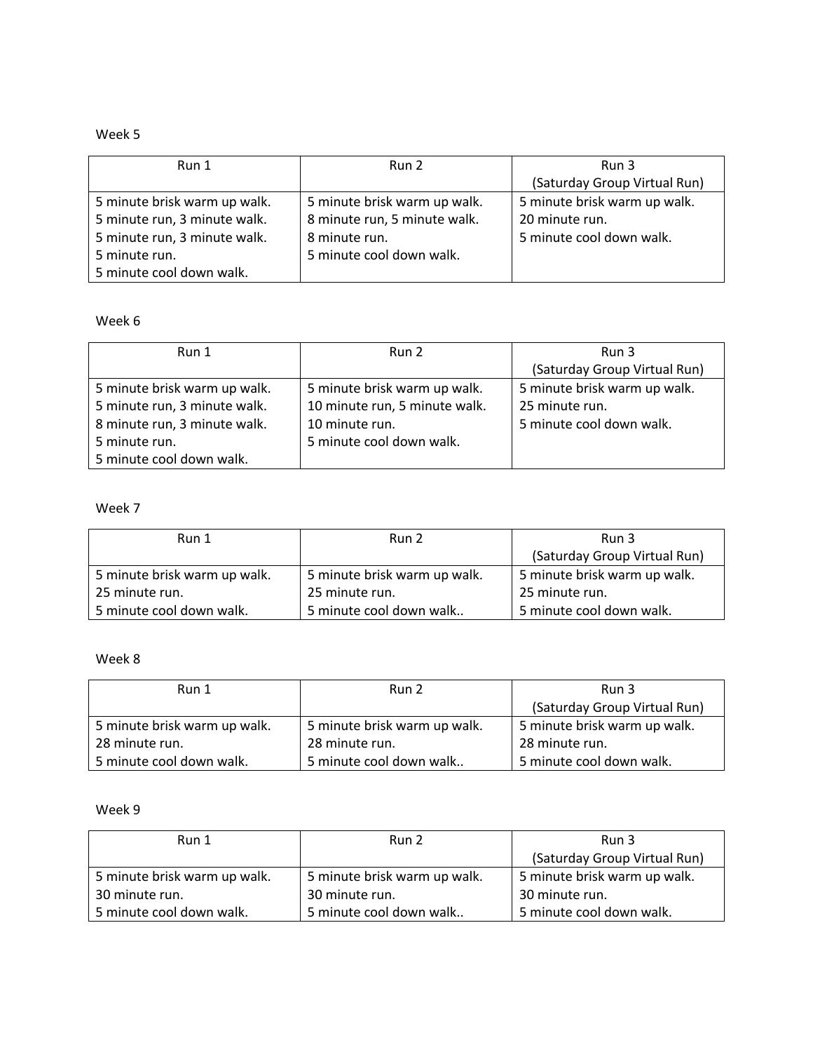Week 5

| Run 1 | Run 2 | Run 3 (Saturday Group Virtual Run) |
| --- | --- | --- |
| 5 minute brisk warm up walk.<br>5 minute run, 3 minute walk.<br>5 minute run, 3 minute walk.<br>5 minute run.<br>5 minute cool down walk. | 5 minute brisk warm up walk.<br>8 minute run, 5 minute walk.<br>8 minute run.<br>5 minute cool down walk. | 5 minute brisk warm up walk.<br>20 minute run.<br>5 minute cool down walk. |

Week 6

| Run 1 | Run 2 | Run 3 (Saturday Group Virtual Run) |
| --- | --- | --- |
| 5 minute brisk warm up walk.<br>5 minute run, 3 minute walk.<br>8 minute run, 3 minute walk.<br>5 minute run.<br>5 minute cool down walk. | 5 minute brisk warm up walk.<br>10 minute run, 5 minute walk.<br>10 minute run.<br>5 minute cool down walk. | 5 minute brisk warm up walk.<br>25 minute run.<br>5 minute cool down walk. |

Week 7

| Run 1 | Run 2 | Run 3 (Saturday Group Virtual Run) |
| --- | --- | --- |
| 5 minute brisk warm up walk.<br>25 minute run.<br>5 minute cool down walk. | 5 minute brisk warm up walk.<br>25 minute run.<br>5 minute cool down walk.. | 5 minute brisk warm up walk.<br>25 minute run.<br>5 minute cool down walk. |

Week 8

| Run 1 | Run 2 | Run 3 (Saturday Group Virtual Run) |
| --- | --- | --- |
| 5 minute brisk warm up walk.<br>28 minute run.<br>5 minute cool down walk. | 5 minute brisk warm up walk.<br>28 minute run.<br>5 minute cool down walk.. | 5 minute brisk warm up walk.<br>28 minute run.<br>5 minute cool down walk. |

Week 9

| Run 1 | Run 2 | Run 3 (Saturday Group Virtual Run) |
| --- | --- | --- |
| 5 minute brisk warm up walk.<br>30 minute run.<br>5 minute cool down walk. | 5 minute brisk warm up walk.<br>30 minute run.<br>5 minute cool down walk.. | 5 minute brisk warm up walk.<br>30 minute run.<br>5 minute cool down walk. |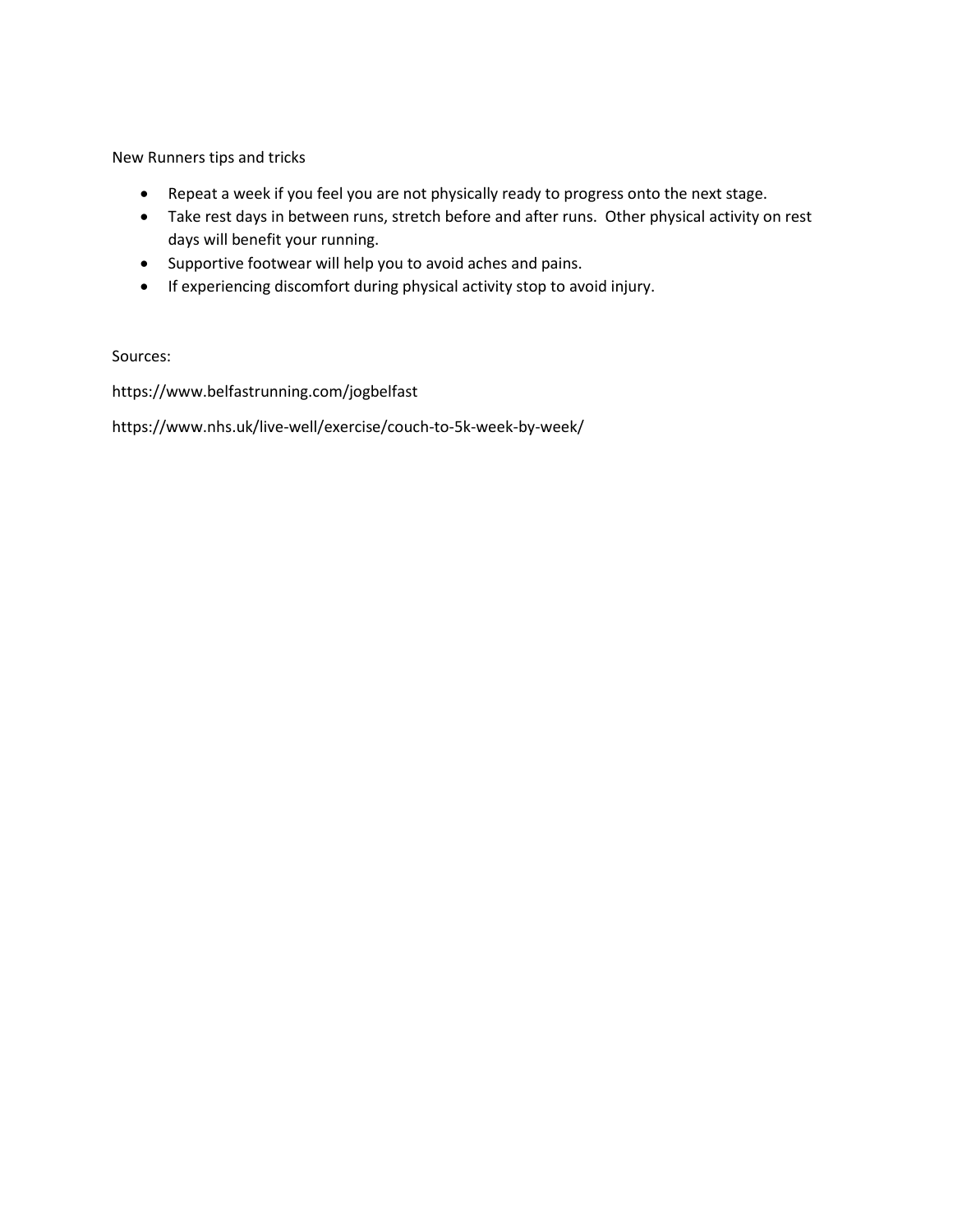New Runners tips and tricks

- Repeat a week if you feel you are not physically ready to progress onto the next stage.
- Take rest days in between runs, stretch before and after runs.  Other physical activity on rest days will benefit your running.
- Supportive footwear will help you to avoid aches and pains.
- If experiencing discomfort during physical activity stop to avoid injury.

Sources:

https://www.belfastrunning.com/jogbelfast

https://www.nhs.uk/live-well/exercise/couch-to-5k-week-by-week/